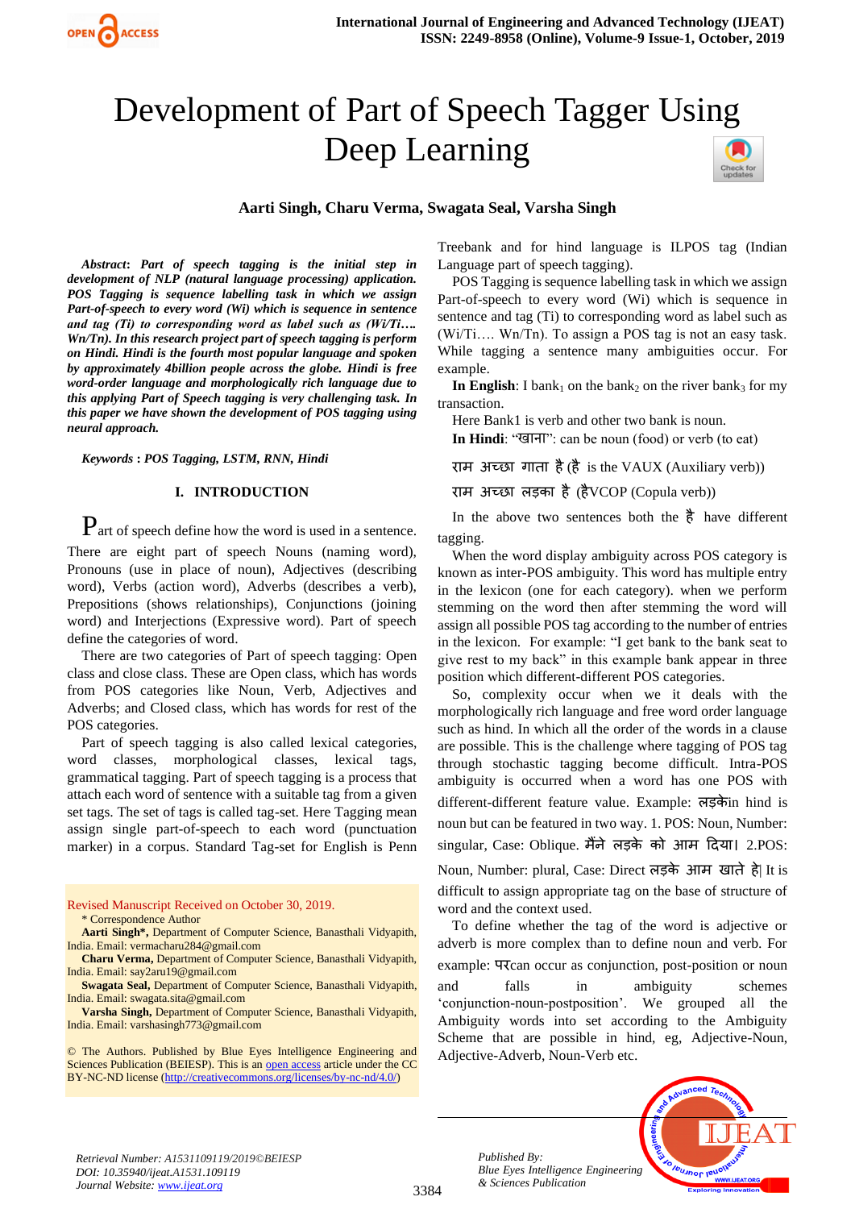# Development of Part of Speech Tagger Using Deep Learning

**Aarti Singh, Charu Verma, Swagata Seal, Varsha Singh**

***Abstract*: *Part of speech tagging is the initial step in development of NLP (natural language processing) application. POS Tagging is sequence labelling task in which we assign Part-of-speech to every word (Wi) which is sequence in sentence and tag (Ti) to corresponding word as label such as (Wi/Ti…. Wn/Tn). In this research project part of speech tagging is perform on Hindi. Hindi is the fourth most popular language and spoken by approximately 4billion people across the globe. Hindi is free word-order language and morphologically rich language due to this applying Part of Speech tagging is very challenging task. In this paper we have shown the development of POS tagging using neural approach.***

***Keywords* : *POS Tagging, LSTM, RNN, Hindi***

## I. INTRODUCTION

Part of speech define how the word is used in a sentence. There are eight part of speech Nouns (naming word), Pronouns (use in place of noun), Adjectives (describing word), Verbs (action word), Adverbs (describes a verb), Prepositions (shows relationships), Conjunctions (joining word) and Interjections (Expressive word). Part of speech define the categories of word.

There are two categories of Part of speech tagging: Open class and close class. These are Open class, which has words from POS categories like Noun, Verb, Adjectives and Adverbs; and Closed class, which has words for rest of the POS categories.

Part of speech tagging is also called lexical categories, word classes, morphological classes, lexical tags, grammatical tagging. Part of speech tagging is a process that attach each word of sentence with a suitable tag from a given set tags. The set of tags is called tag-set. Here Tagging mean assign single part-of-speech to each word (punctuation marker) in a corpus. Standard Tag-set for English is Penn Treebank and for hind language is ILPOS tag (Indian Language part of speech tagging).

POS Tagging is sequence labelling task in which we assign Part-of-speech to every word (Wi) which is sequence in sentence and tag (Ti) to corresponding word as label such as (Wi/Ti…. Wn/Tn). To assign a POS tag is not an easy task. While tagging a sentence many ambiguities occur. For example.

**In English**: I bank$_1$ on the bank$_2$ on the river bank$_3$ for my transaction.

Here Bank1 is verb and other two bank is noun.

**In Hindi**: "खाना": can be noun (food) or verb (to eat)

राम अच्छा गाता है (है is the VAUX (Auxiliary verb))

राम अच्छा लड़का है (हैVCOP (Copula verb))

In the above two sentences both the है have different tagging.

When the word display ambiguity across POS category is known as inter-POS ambiguity. This word has multiple entry in the lexicon (one for each category). when we perform stemming on the word then after stemming the word will assign all possible POS tag according to the number of entries in the lexicon. For example: "I get bank to the bank seat to give rest to my back" in this example bank appear in three position which different-different POS categories.

So, complexity occur when we it deals with the morphologically rich language and free word order language such as hind. In which all the order of the words in a clause are possible. This is the challenge where tagging of POS tag through stochastic tagging become difficult. Intra-POS ambiguity is occurred when a word has one POS with different-different feature value. Example: लड़केin hind is noun but can be featured in two way. 1. POS: Noun, Number: singular, Case: Oblique. मैंने लड़के को आम दिया। 2.POS: Noun, Number: plural, Case: Direct लड़के आम खाते है| It is difficult to assign appropriate tag on the base of structure of word and the context used.

To define whether the tag of the word is adjective or adverb is more complex than to define noun and verb. For example: परcan occur as conjunction, post-position or noun and falls in ambiguity schemes 'conjunction-noun-postposition'. We grouped all the Ambiguity words into set according to the Ambiguity Scheme that are possible in hind, eg, Adjective-Noun, Adjective-Adverb, Noun-Verb etc.

---

Revised Manuscript Received on October 30, 2019.

\* Correspondence Author

**Aarti Singh\***, Department of Computer Science, Banasthali Vidyapith, India. Email: vermacharu284@gmail.com

**Charu Verma**, Department of Computer Science, Banasthali Vidyapith, India. Email: say2aru19@gmail.com

**Swagata Seal**, Department of Computer Science, Banasthali Vidyapith, India. Email: swagata.sita@gmail.com

**Varsha Singh**, Department of Computer Science, Banasthali Vidyapith, India. Email: varshasingh773@gmail.com

© The Authors. Published by Blue Eyes Intelligence Engineering and Sciences Publication (BEIESP). This is an open access article under the CC BY-NC-ND license (http://creativecommons.org/licenses/by-nc-nd/4.0/)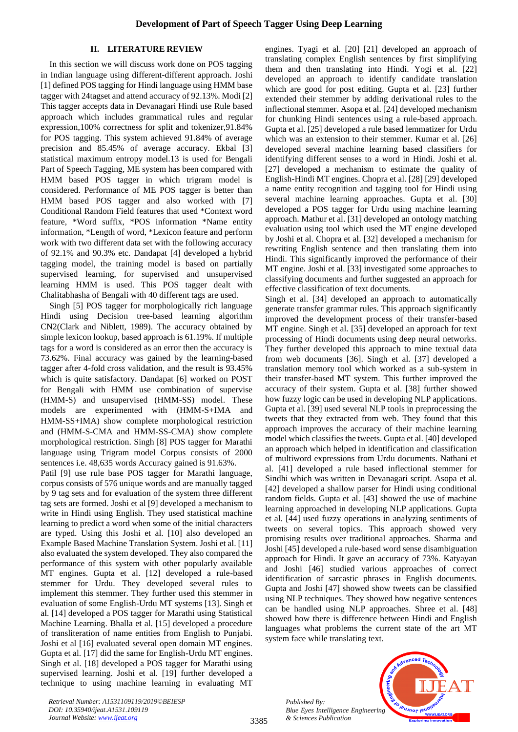## II. LITERATURE REVIEW

In this section we will discuss work done on POS tagging in Indian language using different-different approach. Joshi [1] defined POS tagging for Hindi language using HMM base tagger with 24tagset and attend accuracy of 92.13%. Modi [2] This tagger accepts data in Devanagari Hindi use Rule based approach which includes grammatical rules and regular expression,100% correctness for split and tokenizer,91.84% for POS tagging. This system achieved 91.84% of average precision and 85.45% of average accuracy. Ekbal [3] statistical maximum entropy model.13 is used for Bengali Part of Speech Tagging, ME system has been compared with HMM based POS tagger in which trigram model is considered. Performance of ME POS tagger is better than HMM based POS tagger and also worked with [7] Conditional Random Field features that used *Context word feature, *Word suffix, *POS information *Name entity information, *Length of word, *Lexicon feature and perform work with two different data set with the following accuracy of 92.1% and 90.3% etc. Dandapat [4] developed a hybrid tagging model, the training model is based on partially supervised learning, for supervised and unsupervised learning HMM is used. This POS tagger dealt with Chalitabhasha of Bengali with 40 different tags are used.

Singh [5] POS tagger for morphologically rich language Hindi using Decision tree-based learning algorithm CN2(Clark and Niblett, 1989). The accuracy obtained by simple lexicon lookup, based approach is 61.19%. If multiple tags for a word is considered as an error then the accuracy is 73.62%. Final accuracy was gained by the learning-based tagger after 4-fold cross validation, and the result is 93.45% which is quite satisfactory. Dandapat [6] worked on POST for Bengali with HMM use combination of supervise (HMM-S) and unsupervised (HMM-SS) model. These models are experimented with (HMM-S+IMA and HMM-SS+IMA) show complete morphological restriction and (HMM-S-CMA and HMM-SS-CMA) show complete morphological restriction. Singh [8] POS tagger for Marathi language using Trigram model Corpus consists of 2000 sentences i.e. 48,635 words Accuracy gained is 91.63%.

Patil [9] use rule base POS tagger for Marathi language, corpus consists of 576 unique words and are manually tagged by 9 tag sets and for evaluation of the system three different tag sets are formed. Joshi et al [9] developed a mechanism to write in Hindi using English. They used statistical machine learning to predict a word when some of the initial characters are typed. Using this Joshi et al. [10] also developed an Example Based Machine Translation System. Joshi et al. [11] also evaluated the system developed. They also compared the performance of this system with other popularly available MT engines. Gupta et al. [12] developed a rule-based stemmer for Urdu. They developed several rules to implement this stemmer. They further used this stemmer in evaluation of some English-Urdu MT systems [13]. Singh et al. [14] developed a POS tagger for Marathi using Statistical Machine Learning. Bhalla et al. [15] developed a procedure of transliteration of name entities from English to Punjabi. Joshi et al [16] evaluated several open domain MT engines. Gupta et al. [17] did the same for English-Urdu MT engines. Singh et al. [18] developed a POS tagger for Marathi using supervised learning. Joshi et al. [19] further developed a technique to using machine learning in evaluating MT engines. Tyagi et al. [20] [21] developed an approach of translating complex English sentences by first simplifying them and then translating into Hindi. Yogi et al. [22] developed an approach to identify candidate translation which are good for post editing. Gupta et al. [23] further extended their stemmer by adding derivational rules to the inflectional stemmer. Asopa et al. [24] developed mechanism for chunking Hindi sentences using a rule-based approach. Gupta et al. [25] developed a rule based lemmatizer for Urdu which was an extension to their stemmer. Kumar et al. [26] developed several machine learning based classifiers for identifying different senses to a word in Hindi. Joshi et al. [27] developed a mechanism to estimate the quality of English-Hindi MT engines. Chopra et al. [28] [29] developed a name entity recognition and tagging tool for Hindi using several machine learning approaches. Gupta et al. [30] developed a POS tagger for Urdu using machine learning approach. Mathur et al. [31] developed an ontology matching evaluation using tool which used the MT engine developed by Joshi et al. Chopra et al. [32] developed a mechanism for rewriting English sentence and then translating them into Hindi. This significantly improved the performance of their MT engine. Joshi et al. [33] investigated some approaches to classifying documents and further suggested an approach for effective classification of text documents.

Singh et al. [34] developed an approach to automatically generate transfer grammar rules. This approach significantly improved the development process of their transfer-based MT engine. Singh et al. [35] developed an approach for text processing of Hindi documents using deep neural networks. They further developed this approach to mine textual data from web documents [36]. Singh et al. [37] developed a translation memory tool which worked as a sub-system in their transfer-based MT system. This further improved the accuracy of their system. Gupta et al. [38] further showed how fuzzy logic can be used in developing NLP applications. Gupta et al. [39] used several NLP tools in preprocessing the tweets that they extracted from web. They found that this approach improves the accuracy of their machine learning model which classifies the tweets. Gupta et al. [40] developed an approach which helped in identification and classification of multiword expressions from Urdu documents. Nathani et al. [41] developed a rule based inflectional stemmer for Sindhi which was written in Devanagari script. Asopa et al. [42] developed a shallow parser for Hindi using conditional random fields. Gupta et al. [43] showed the use of machine learning approached in developing NLP applications. Gupta et al. [44] used fuzzy operations in analyzing sentiments of tweets on several topics. This approach showed very promising results over traditional approaches. Sharma and Joshi [45] developed a rule-based word sense disambiguation approach for Hindi. It gave an accuracy of 73%. Katyayan and Joshi [46] studied various approaches of correct identification of sarcastic phrases in English documents. Gupta and Joshi [47] showed tweets can be classified using NLP techniques. They showed how negative sentences can be handled using NLP approaches. Shree et al. [48] showed how there is difference between Hindi and English languages what problems the current state of the art MT system face while translating text.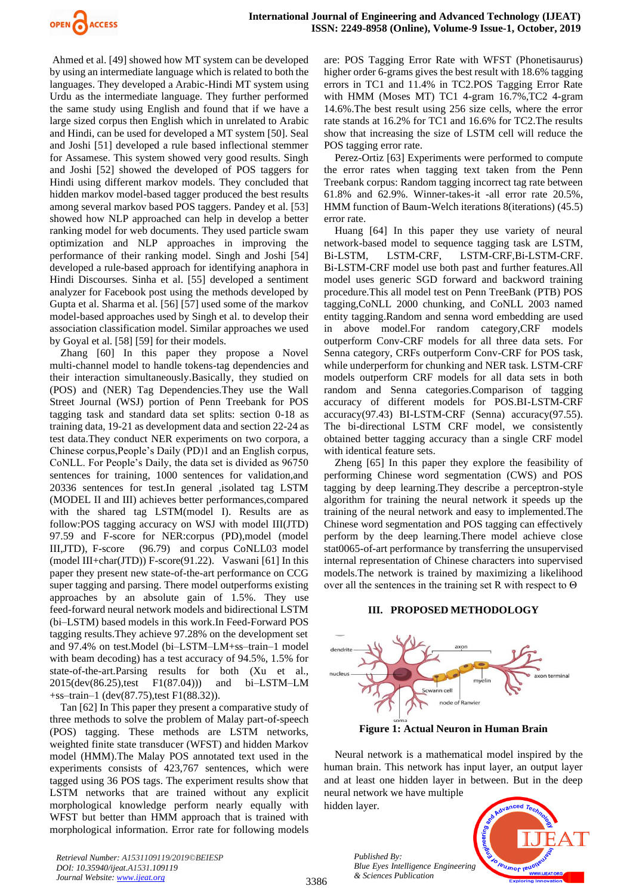Ahmed et al. [49] showed how MT system can be developed by using an intermediate language which is related to both the languages. They developed a Arabic-Hindi MT system using Urdu as the intermediate language. They further performed the same study using English and found that if we have a large sized corpus then English which in unrelated to Arabic and Hindi, can be used for developed a MT system [50]. Seal and Joshi [51] developed a rule based inflectional stemmer for Assamese. This system showed very good results. Singh and Joshi [52] showed the developed of POS taggers for Hindi using different markov models. They concluded that hidden markov model-based tagger produced the best results among several markov based POS taggers. Pandey et al. [53] showed how NLP approached can help in develop a better ranking model for web documents. They used particle swam optimization and NLP approaches in improving the performance of their ranking model. Singh and Joshi [54] developed a rule-based approach for identifying anaphora in Hindi Discourses. Sinha et al. [55] developed a sentiment analyzer for Facebook post using the methods developed by Gupta et al. Sharma et al. [56] [57] used some of the markov model-based approaches used by Singh et al. to develop their association classification model. Similar approaches we used by Goyal et al. [58] [59] for their models.

Zhang [60] In this paper they propose a Novel multi-channel model to handle tokens-tag dependencies and their interaction simultaneously.Basically, they studied on (POS) and (NER) Tag Dependencies.They use the Wall Street Journal (WSJ) portion of Penn Treebank for POS tagging task and standard data set splits: section 0-18 as training data, 19-21 as development data and section 22-24 as test data.They conduct NER experiments on two corpora, a Chinese corpus,People's Daily (PD)1 and an English corpus, CoNLL. For People's Daily, the data set is divided as 96750 sentences for training, 1000 sentences for validation,and 20336 sentences for test.In general ,isolated tag LSTM (MODEL II and III) achieves better performances,compared with the shared tag LSTM(model I). Results are as follow:POS tagging accuracy on WSJ with model III(JTD) 97.59 and F-score for NER:corpus (PD),model (model III,JTD), F-score (96.79) and corpus CoNLL03 model (model III+char(JTD)) F-score(91.22). Vaswani [61] In this paper they present new state-of-the-art performance on CCG super tagging and parsing. There model outperforms existing approaches by an absolute gain of 1.5%. They use feed-forward neural network models and bidirectional LSTM (bi–LSTM) based models in this work.In Feed-Forward POS tagging results.They achieve 97.28% on the development set and 97.4% on test.Model (bi–LSTM–LM+ss–train–1 model with beam decoding) has a test accuracy of 94.5%, 1.5% for state-of-the-art.Parsing results for both (Xu et al., 2015(dev(86.25),test F1(87.04))) and bi–LSTM–LM +ss–train–1 (dev(87.75),test F1(88.32)).

Tan [62] In This paper they present a comparative study of three methods to solve the problem of Malay part-of-speech (POS) tagging. These methods are LSTM networks, weighted finite state transducer (WFST) and hidden Markov model (HMM).The Malay POS annotated text used in the experiments consists of 423,767 sentences, which were tagged using 36 POS tags. The experiment results show that LSTM networks that are trained without any explicit morphological knowledge perform nearly equally with WFST but better than HMM approach that is trained with morphological information. Error rate for following models are: POS Tagging Error Rate with WFST (Phonetisaurus) higher order 6-grams gives the best result with 18.6% tagging errors in TC1 and 11.4% in TC2.POS Tagging Error Rate with HMM (Moses MT) TC1 4-gram 16.7%,TC2 4-gram 14.6%.The best result using 256 size cells, where the error rate stands at 16.2% for TC1 and 16.6% for TC2.The results show that increasing the size of LSTM cell will reduce the POS tagging error rate.

Perez-Ortiz [63] Experiments were performed to compute the error rates when tagging text taken from the Penn Treebank corpus: Random tagging incorrect tag rate between 61.8% and 62.9%. Winner-takes-it -all error rate 20.5%, HMM function of Baum-Welch iterations 8(iterations) (45.5) error rate.

Huang [64] In this paper they use variety of neural network-based model to sequence tagging task are LSTM, Bi-LSTM, LSTM-CRF, LSTM-CRF,Bi-LSTM-CRF. Bi-LSTM-CRF model use both past and further features.All model uses generic SGD forward and backward training procedure.This all model test on Penn TreeBank (PTB) POS tagging,CoNLL 2000 chunking, and CoNLL 2003 named entity tagging.Random and senna word embedding are used in above model.For random category,CRF models outperform Conv-CRF models for all three data sets. For Senna category, CRFs outperform Conv-CRF for POS task, while underperform for chunking and NER task. LSTM-CRF models outperform CRF models for all data sets in both random and Senna categories.Comparison of tagging accuracy of different models for POS.BI-LSTM-CRF accuracy(97.43) BI-LSTM-CRF (Senna) accuracy(97.55). The bi-directional LSTM CRF model, we consistently obtained better tagging accuracy than a single CRF model with identical feature sets.

Zheng [65] In this paper they explore the feasibility of performing Chinese word segmentation (CWS) and POS tagging by deep learning.They describe a perceptron-style algorithm for training the neural network it speeds up the training of the neural network and easy to implemented.The Chinese word segmentation and POS tagging can effectively perform by the deep learning.There model achieve close stat0065-of-art performance by transferring the unsupervised internal representation of Chinese characters into supervised models.The network is trained by maximizing a likelihood over all the sentences in the training set R with respect to Θ

## III. PROPOSED METHODOLOGY

**Figure 1: Actual Neuron in Human Brain**

Neural network is a mathematical model inspired by the human brain. This network has input layer, an output layer and at least one hidden layer in between. But in the deep neural network we have multiple hidden layer.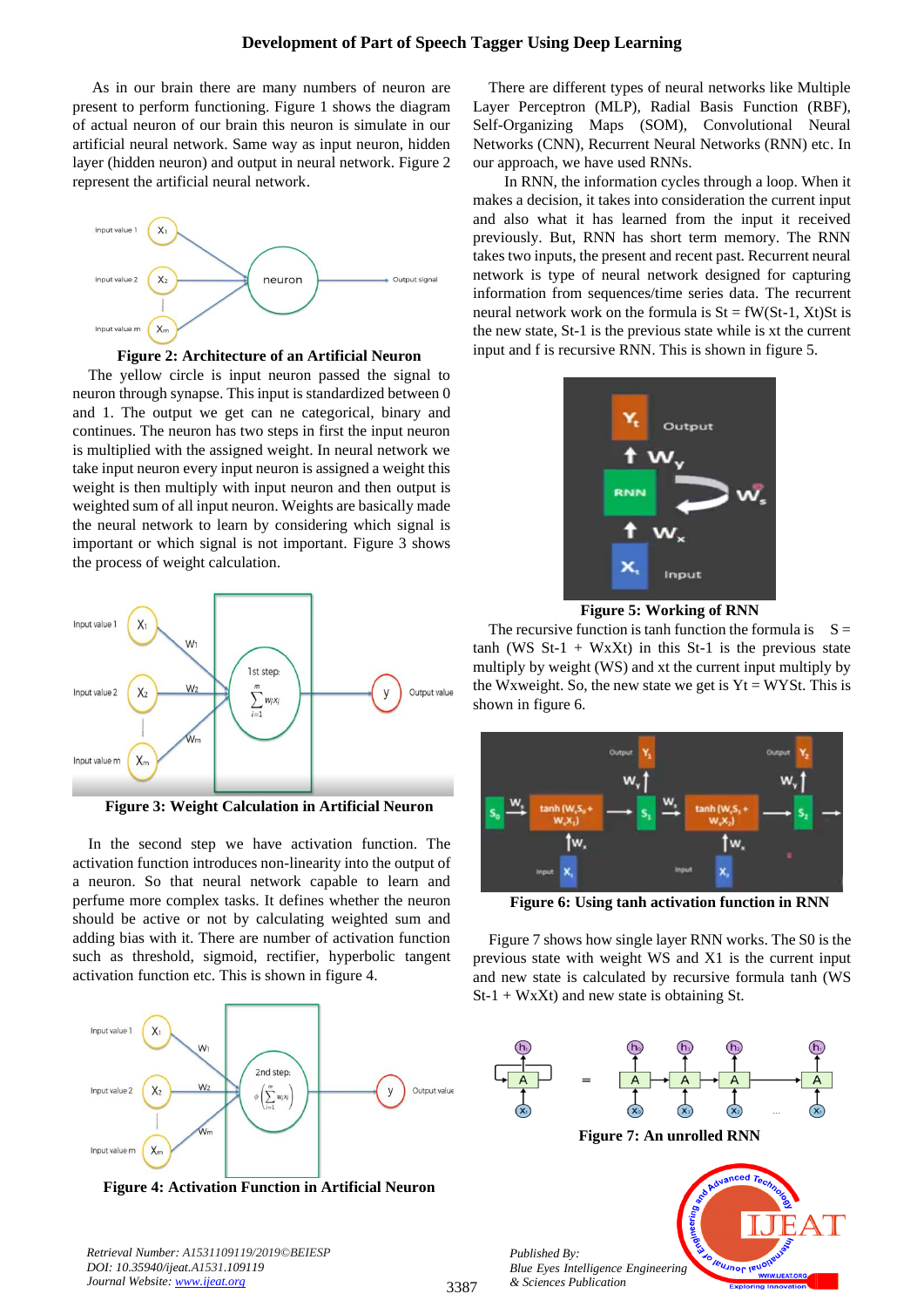As in our brain there are many numbers of neuron are present to perform functioning. Figure 1 shows the diagram of actual neuron of our brain this neuron is simulate in our artificial neural network. Same way as input neuron, hidden layer (hidden neuron) and output in neural network. Figure 2 represent the artificial neural network.

**Figure 2: Architecture of an Artificial Neuron**

The yellow circle is input neuron passed the signal to neuron through synapse. This input is standardized between 0 and 1. The output we get can ne categorical, binary and continues. The neuron has two steps in first the input neuron is multiplied with the assigned weight. In neural network we take input neuron every input neuron is assigned a weight this weight is then multiply with input neuron and then output is weighted sum of all input neuron. Weights are basically made the neural network to learn by considering which signal is important or which signal is not important. Figure 3 shows the process of weight calculation.

**Figure 3: Weight Calculation in Artificial Neuron**

In the second step we have activation function. The activation function introduces non-linearity into the output of a neuron. So that neural network capable to learn and perfume more complex tasks. It defines whether the neuron should be active or not by calculating weighted sum and adding bias with it. There are number of activation function such as threshold, sigmoid, rectifier, hyperbolic tangent activation function etc. This is shown in figure 4.

**Figure 4: Activation Function in Artificial Neuron**

There are different types of neural networks like Multiple Layer Perceptron (MLP), Radial Basis Function (RBF), Self-Organizing Maps (SOM), Convolutional Neural Networks (CNN), Recurrent Neural Networks (RNN) etc. In our approach, we have used RNNs.

In RNN, the information cycles through a loop. When it makes a decision, it takes into consideration the current input and also what it has learned from the input it received previously. But, RNN has short term memory. The RNN takes two inputs, the present and recent past. Recurrent neural network is type of neural network designed for capturing information from sequences/time series data. The recurrent neural network work on the formula is $S_t = fW(S_{t-1}, X_t)$ $S_t$ is the new state, $S_{t-1}$ is the previous state while is $x_t$ the current input and f is recursive RNN. This is shown in figure 5.

**Figure 5: Working of RNN**

The recursive function is tanh function the formula is $S = \tanh(W_S S_{t-1} + W_X X_t)$ in this $S_{t-1}$ is the previous state multiply by weight (WS) and xt the current input multiply by the Wxweight. So, the new state we get is $Y_t = W_Y S_t$. This is shown in figure 6.

**Figure 6: Using tanh activation function in RNN**

Figure 7 shows how single layer RNN works. The S0 is the previous state with weight WS and X1 is the current input and new state is calculated by recursive formula $\tanh(W_S S_{t-1} + W_X X_t)$ and new state is obtaining $S_t$.

**Figure 7: An unrolled RNN**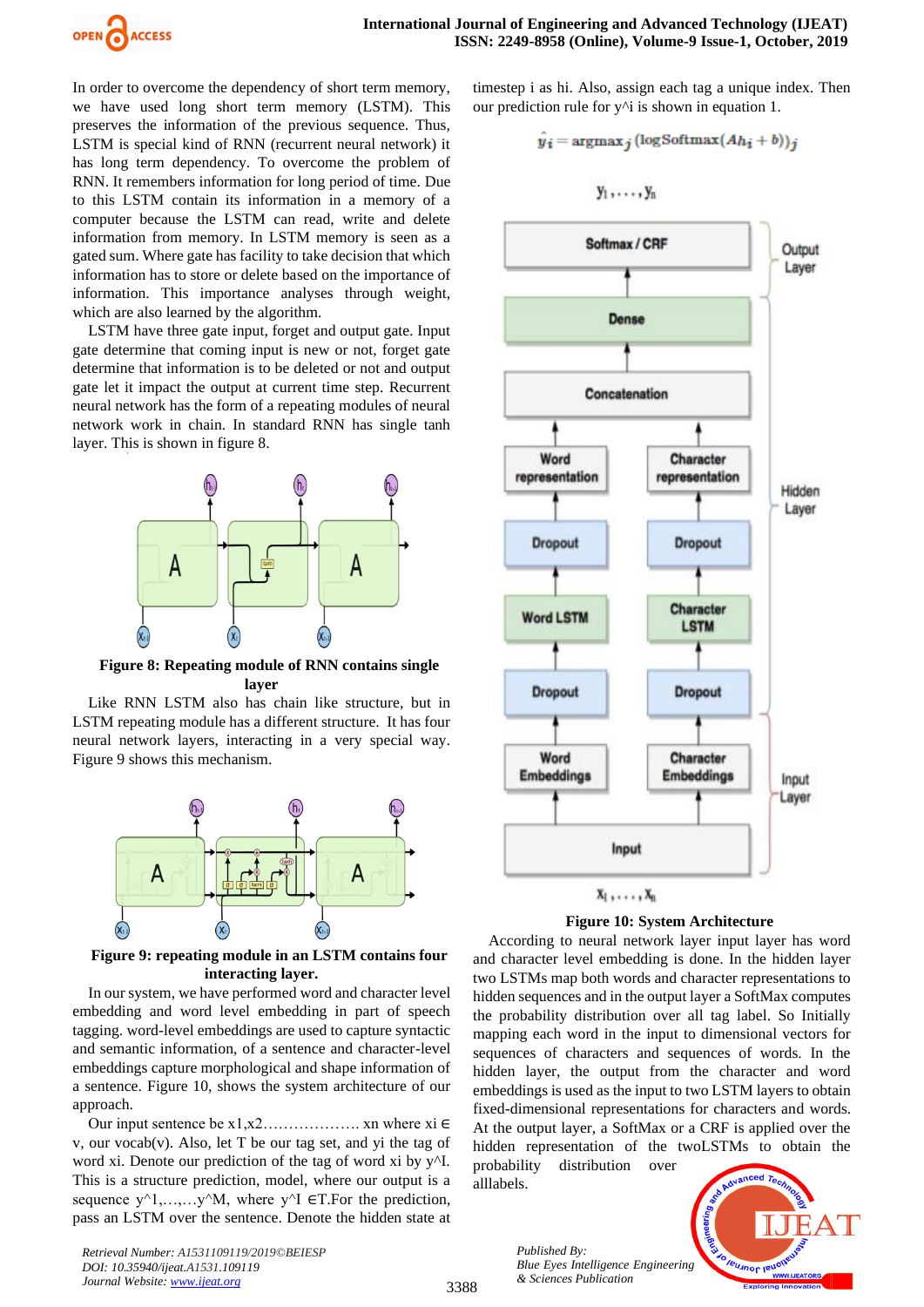In order to overcome the dependency of short term memory, we have used long short term memory (LSTM). This preserves the information of the previous sequence. Thus, LSTM is special kind of RNN (recurrent neural network) it has long term dependency. To overcome the problem of RNN. It remembers information for long period of time. Due to this LSTM contain its information in a memory of a computer because the LSTM can read, write and delete information from memory. In LSTM memory is seen as a gated sum. Where gate has facility to take decision that which information has to store or delete based on the importance of information. This importance analyses through weight, which are also learned by the algorithm.

LSTM have three gate input, forget and output gate. Input gate determine that coming input is new or not, forget gate determine that information is to be deleted or not and output gate let it impact the output at current time step. Recurrent neural network has the form of a repeating modules of neural network work in chain. In standard RNN has single tanh layer. This is shown in figure 8.

**Figure 8: Repeating module of RNN contains single layer**

Like RNN LSTM also has chain like structure, but in LSTM repeating module has a different structure. It has four neural network layers, interacting in a very special way. Figure 9 shows this mechanism.

**Figure 9: repeating module in an LSTM contains four interacting layer.**

In our system, we have performed word and character level embedding and word level embedding in part of speech tagging. word-level embeddings are used to capture syntactic and semantic information, of a sentence and character-level embeddings capture morphological and shape information of a sentence. Figure 10, shows the system architecture of our approach.

Our input sentence be x1,x2………………. xn where xi ∈ v, our vocab(v). Also, let T be our tag set, and yi the tag of word xi. Denote our prediction of the tag of word xi by y^I. This is a structure prediction, model, where our output is a sequence y^1,…,…y^M, where y^I ∈T.For the prediction, pass an LSTM over the sentence. Denote the hidden state at timestep i as hi. Also, assign each tag a unique index. Then our prediction rule for y^i is shown in equation 1.

$$\hat{y}_i = \text{argmax}_j \, (\log\text{Softmax}(Ah_i + b))_j$$

**Figure 10: System Architecture**

According to neural network layer input layer has word and character level embedding is done. In the hidden layer two LSTMs map both words and character representations to hidden sequences and in the output layer a SoftMax computes the probability distribution over all tag label. So Initially mapping each word in the input to dimensional vectors for sequences of characters and sequences of words. In the hidden layer, the output from the character and word embeddings is used as the input to two LSTM layers to obtain fixed-dimensional representations for characters and words. At the output layer, a SoftMax or a CRF is applied over the hidden representation of the twoLSTMs to obtain the probability distribution over alllabels.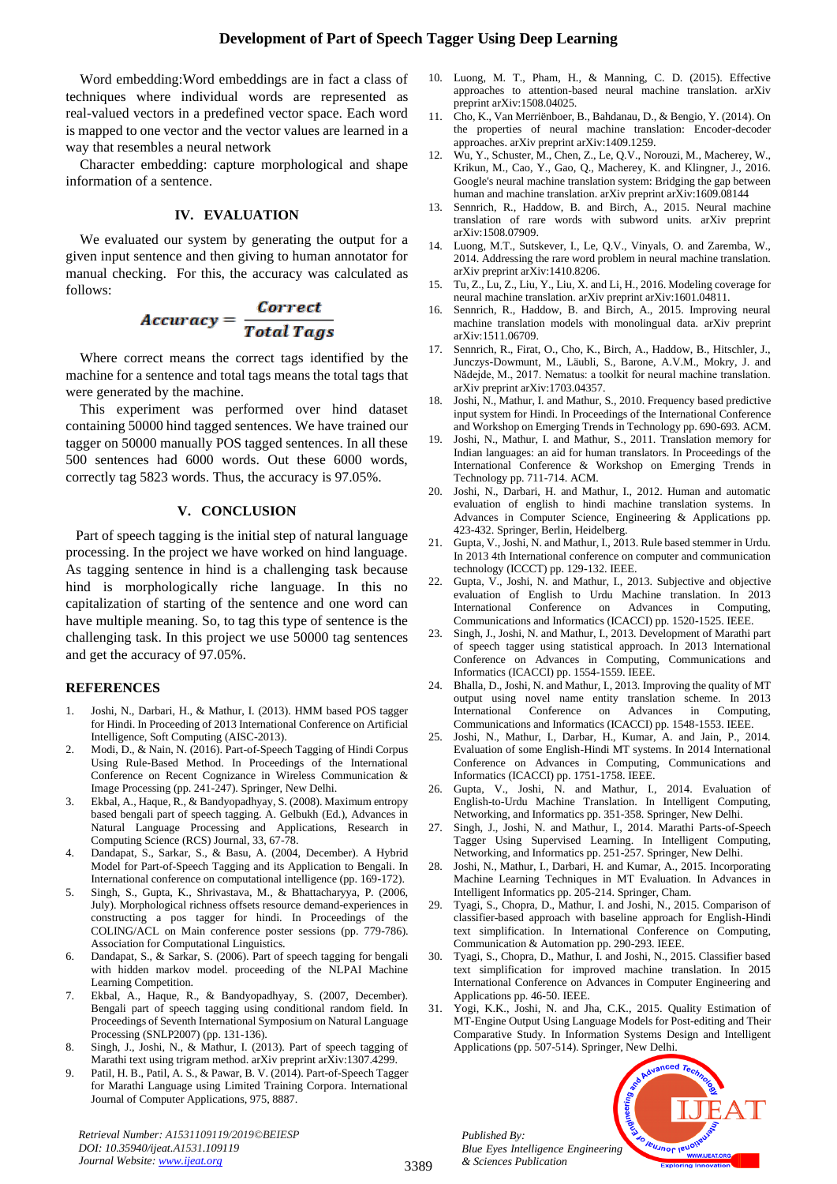Word embedding:Word embeddings are in fact a class of techniques where individual words are represented as real-valued vectors in a predefined vector space. Each word is mapped to one vector and the vector values are learned in a way that resembles a neural network

Character embedding: capture morphological and shape information of a sentence.

## IV. EVALUATION

We evaluated our system by generating the output for a given input sentence and then giving to human annotator for manual checking. For this, the accuracy was calculated as follows:

$$Accuracy = \frac{Correct}{Total\ Tags}$$

Where correct means the correct tags identified by the machine for a sentence and total tags means the total tags that were generated by the machine.

This experiment was performed over hind dataset containing 50000 hind tagged sentences. We have trained our tagger on 50000 manually POS tagged sentences. In all these 500 sentences had 6000 words. Out these 6000 words, correctly tag 5823 words. Thus, the accuracy is 97.05%.

## V. CONCLUSION

Part of speech tagging is the initial step of natural language processing. In the project we have worked on hind language. As tagging sentence in hind is a challenging task because hind is morphologically riche language. In this no capitalization of starting of the sentence and one word can have multiple meaning. So, to tag this type of sentence is the challenging task. In this project we use 50000 tag sentences and get the accuracy of 97.05%.

## REFERENCES

1. Joshi, N., Darbari, H., & Mathur, I. (2013). HMM based POS tagger for Hindi. In Proceeding of 2013 International Conference on Artificial Intelligence, Soft Computing (AISC-2013).
2. Modi, D., & Nain, N. (2016). Part-of-Speech Tagging of Hindi Corpus Using Rule-Based Method. In Proceedings of the International Conference on Recent Cognizance in Wireless Communication & Image Processing (pp. 241-247). Springer, New Delhi.
3. Ekbal, A., Haque, R., & Bandyopadhyay, S. (2008). Maximum entropy based bengali part of speech tagging. A. Gelbukh (Ed.), Advances in Natural Language Processing and Applications, Research in Computing Science (RCS) Journal, 33, 67-78.
4. Dandapat, S., Sarkar, S., & Basu, A. (2004, December). A Hybrid Model for Part-of-Speech Tagging and its Application to Bengali. In International conference on computational intelligence (pp. 169-172).
5. Singh, S., Gupta, K., Shrivastava, M., & Bhattacharyya, P. (2006, July). Morphological richness offsets resource demand-experiences in constructing a pos tagger for hindi. In Proceedings of the COLING/ACL on Main conference poster sessions (pp. 779-786). Association for Computational Linguistics.
6. Dandapat, S., & Sarkar, S. (2006). Part of speech tagging for bengali with hidden markov model. proceeding of the NLPAI Machine Learning Competition.
7. Ekbal, A., Haque, R., & Bandyopadhyay, S. (2007, December). Bengali part of speech tagging using conditional random field. In Proceedings of Seventh International Symposium on Natural Language Processing (SNLP2007) (pp. 131-136).
8. Singh, J., Joshi, N., & Mathur, I. (2013). Part of speech tagging of Marathi text using trigram method. arXiv preprint arXiv:1307.4299.
9. Patil, H. B., Patil, A. S., & Pawar, B. V. (2014). Part-of-Speech Tagger for Marathi Language using Limited Training Corpora. International Journal of Computer Applications, 975, 8887.
10. Luong, M. T., Pham, H., & Manning, C. D. (2015). Effective approaches to attention-based neural machine translation. arXiv preprint arXiv:1508.04025.
11. Cho, K., Van Merriënboer, B., Bahdanau, D., & Bengio, Y. (2014). On the properties of neural machine translation: Encoder-decoder approaches. arXiv preprint arXiv:1409.1259.
12. Wu, Y., Schuster, M., Chen, Z., Le, Q.V., Norouzi, M., Macherey, W., Krikun, M., Cao, Y., Gao, Q., Macherey, K. and Klingner, J., 2016. Google's neural machine translation system: Bridging the gap between human and machine translation. arXiv preprint arXiv:1609.08144
13. Sennrich, R., Haddow, B. and Birch, A., 2015. Neural machine translation of rare words with subword units. arXiv preprint arXiv:1508.07909.
14. Luong, M.T., Sutskever, I., Le, Q.V., Vinyals, O. and Zaremba, W., 2014. Addressing the rare word problem in neural machine translation. arXiv preprint arXiv:1410.8206.
15. Tu, Z., Lu, Z., Liu, Y., Liu, X. and Li, H., 2016. Modeling coverage for neural machine translation. arXiv preprint arXiv:1601.04811.
16. Sennrich, R., Haddow, B. and Birch, A., 2015. Improving neural machine translation models with monolingual data. arXiv preprint arXiv:1511.06709.
17. Sennrich, R., Firat, O., Cho, K., Birch, A., Haddow, B., Hitschler, J., Junczys-Dowmunt, M., Läubli, S., Barone, A.V.M., Mokry, J. and Nădejde, M., 2017. Nematus: a toolkit for neural machine translation. arXiv preprint arXiv:1703.04357.
18. Joshi, N., Mathur, I. and Mathur, S., 2010. Frequency based predictive input system for Hindi. In Proceedings of the International Conference and Workshop on Emerging Trends in Technology pp. 690-693. ACM.
19. Joshi, N., Mathur, I. and Mathur, S., 2011. Translation memory for Indian languages: an aid for human translators. In Proceedings of the International Conference & Workshop on Emerging Trends in Technology pp. 711-714. ACM.
20. Joshi, N., Darbari, H. and Mathur, I., 2012. Human and automatic evaluation of english to hindi machine translation systems. In Advances in Computer Science, Engineering & Applications pp. 423-432. Springer, Berlin, Heidelberg.
21. Gupta, V., Joshi, N. and Mathur, I., 2013. Rule based stemmer in Urdu. In 2013 4th International conference on computer and communication technology (ICCCT) pp. 129-132. IEEE.
22. Gupta, V., Joshi, N. and Mathur, I., 2013. Subjective and objective evaluation of English to Urdu Machine translation. In 2013 International Conference on Advances in Computing, Communications and Informatics (ICACCI) pp. 1520-1525. IEEE.
23. Singh, J., Joshi, N. and Mathur, I., 2013. Development of Marathi part of speech tagger using statistical approach. In 2013 International Conference on Advances in Computing, Communications and Informatics (ICACCI) pp. 1554-1559. IEEE.
24. Bhalla, D., Joshi, N. and Mathur, I., 2013. Improving the quality of MT output using novel name entity translation scheme. In 2013 International Conference on Advances in Computing, Communications and Informatics (ICACCI) pp. 1548-1553. IEEE.
25. Joshi, N., Mathur, I., Darbar, H., Kumar, A. and Jain, P., 2014. Evaluation of some English-Hindi MT systems. In 2014 International Conference on Advances in Computing, Communications and Informatics (ICACCI) pp. 1751-1758. IEEE.
26. Gupta, V., Joshi, N. and Mathur, I., 2014. Evaluation of English-to-Urdu Machine Translation. In Intelligent Computing, Networking, and Informatics pp. 351-358. Springer, New Delhi.
27. Singh, J., Joshi, N. and Mathur, I., 2014. Marathi Parts-of-Speech Tagger Using Supervised Learning. In Intelligent Computing, Networking, and Informatics pp. 251-257. Springer, New Delhi.
28. Joshi, N., Mathur, I., Darbari, H. and Kumar, A., 2015. Incorporating Machine Learning Techniques in MT Evaluation. In Advances in Intelligent Informatics pp. 205-214. Springer, Cham.
29. Tyagi, S., Chopra, D., Mathur, I. and Joshi, N., 2015. Comparison of classifier-based approach with baseline approach for English-Hindi text simplification. In International Conference on Computing, Communication & Automation pp. 290-293. IEEE.
30. Tyagi, S., Chopra, D., Mathur, I. and Joshi, N., 2015. Classifier based text simplification for improved machine translation. In 2015 International Conference on Advances in Computer Engineering and Applications pp. 46-50. IEEE.
31. Yogi, K.K., Joshi, N. and Jha, C.K., 2015. Quality Estimation of MT-Engine Output Using Language Models for Post-editing and Their Comparative Study. In Information Systems Design and Intelligent Applications (pp. 507-514). Springer, New Delhi.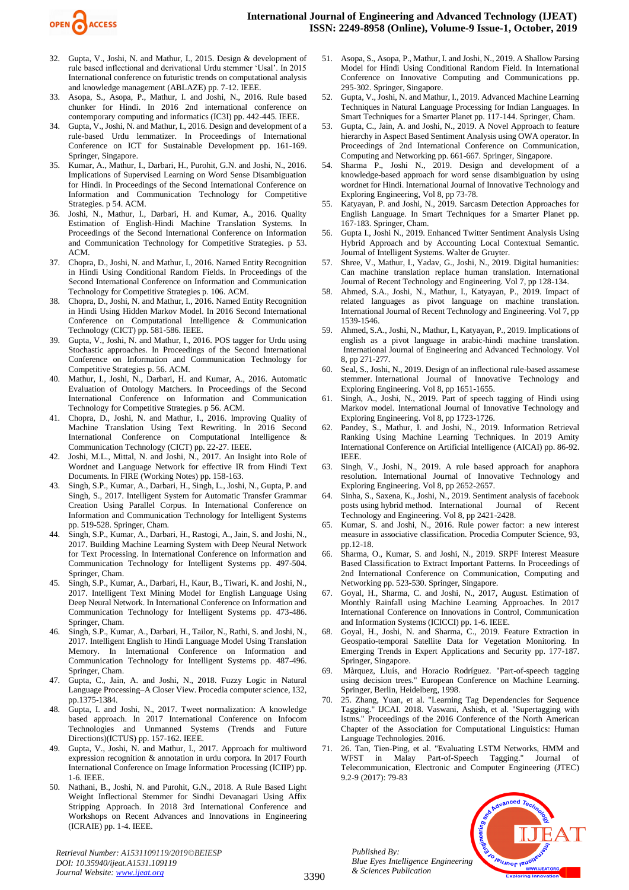32. Gupta, V., Joshi, N. and Mathur, I., 2015. Design & development of rule based inflectional and derivational Urdu stemmer 'Usal'. In 2015 International conference on futuristic trends on computational analysis and knowledge management (ABLAZE) pp. 7-12. IEEE.
33. Asopa, S., Asopa, P., Mathur, I. and Joshi, N., 2016. Rule based chunker for Hindi. In 2016 2nd international conference on contemporary computing and informatics (IC3I) pp. 442-445. IEEE.
34. Gupta, V., Joshi, N. and Mathur, I., 2016. Design and development of a rule-based Urdu lemmatizer. In Proceedings of International Conference on ICT for Sustainable Development pp. 161-169. Springer, Singapore.
35. Kumar, A., Mathur, I., Darbari, H., Purohit, G.N. and Joshi, N., 2016. Implications of Supervised Learning on Word Sense Disambiguation for Hindi. In Proceedings of the Second International Conference on Information and Communication Technology for Competitive Strategies. p 54. ACM.
36. Joshi, N., Mathur, I., Darbari, H. and Kumar, A., 2016. Quality Estimation of English-Hindi Machine Translation Systems. In Proceedings of the Second International Conference on Information and Communication Technology for Competitive Strategies. p 53. ACM.
37. Chopra, D., Joshi, N. and Mathur, I., 2016. Named Entity Recognition in Hindi Using Conditional Random Fields. In Proceedings of the Second International Conference on Information and Communication Technology for Competitive Strategies p. 106. ACM.
38. Chopra, D., Joshi, N. and Mathur, I., 2016. Named Entity Recognition in Hindi Using Hidden Markov Model. In 2016 Second International Conference on Computational Intelligence & Communication Technology (CICT) pp. 581-586. IEEE.
39. Gupta, V., Joshi, N. and Mathur, I., 2016. POS tagger for Urdu using Stochastic approaches. In Proceedings of the Second International Conference on Information and Communication Technology for Competitive Strategies p. 56. ACM.
40. Mathur, I., Joshi, N., Darbari, H. and Kumar, A., 2016. Automatic Evaluation of Ontology Matchers. In Proceedings of the Second International Conference on Information and Communication Technology for Competitive Strategies. p 56. ACM.
41. Chopra, D., Joshi, N. and Mathur, I., 2016. Improving Quality of Machine Translation Using Text Rewriting. In 2016 Second International Conference on Computational Intelligence & Communication Technology (CICT) pp. 22-27. IEEE.
42. Joshi, M.L., Mittal, N. and Joshi, N., 2017. An Insight into Role of Wordnet and Language Network for effective IR from Hindi Text Documents. In FIRE (Working Notes) pp. 158-163.
43. Singh, S.P., Kumar, A., Darbari, H., Singh, L., Joshi, N., Gupta, P. and Singh, S., 2017. Intelligent System for Automatic Transfer Grammar Creation Using Parallel Corpus. In International Conference on Information and Communication Technology for Intelligent Systems pp. 519-528. Springer, Cham.
44. Singh, S.P., Kumar, A., Darbari, H., Rastogi, A., Jain, S. and Joshi, N., 2017. Building Machine Learning System with Deep Neural Network for Text Processing. In International Conference on Information and Communication Technology for Intelligent Systems pp. 497-504. Springer, Cham.
45. Singh, S.P., Kumar, A., Darbari, H., Kaur, B., Tiwari, K. and Joshi, N., 2017. Intelligent Text Mining Model for English Language Using Deep Neural Network. In International Conference on Information and Communication Technology for Intelligent Systems pp. 473-486. Springer, Cham.
46. Singh, S.P., Kumar, A., Darbari, H., Tailor, N., Rathi, S. and Joshi, N., 2017. Intelligent English to Hindi Language Model Using Translation Memory. In International Conference on Information and Communication Technology for Intelligent Systems pp. 487-496. Springer, Cham.
47. Gupta, C., Jain, A. and Joshi, N., 2018. Fuzzy Logic in Natural Language Processing–A Closer View. Procedia computer science, 132, pp.1375-1384.
48. Gupta, I. and Joshi, N., 2017. Tweet normalization: A knowledge based approach. In 2017 International Conference on Infocom Technologies and Unmanned Systems (Trends and Future Directions)(ICTUS) pp. 157-162. IEEE.
49. Gupta, V., Joshi, N. and Mathur, I., 2017. Approach for multiword expression recognition & annotation in urdu corpora. In 2017 Fourth International Conference on Image Information Processing (ICIIP) pp. 1-6. IEEE.
50. Nathani, B., Joshi, N. and Purohit, G.N., 2018. A Rule Based Light Weight Inflectional Stemmer for Sindhi Devanagari Using Affix Stripping Approach. In 2018 3rd International Conference and Workshops on Recent Advances and Innovations in Engineering (ICRAIE) pp. 1-4. IEEE.
51. Asopa, S., Asopa, P., Mathur, I. and Joshi, N., 2019. A Shallow Parsing Model for Hindi Using Conditional Random Field. In International Conference on Innovative Computing and Communications pp. 295-302. Springer, Singapore.
52. Gupta, V., Joshi, N. and Mathur, I., 2019. Advanced Machine Learning Techniques in Natural Language Processing for Indian Languages. In Smart Techniques for a Smarter Planet pp. 117-144. Springer, Cham.
53. Gupta, C., Jain, A. and Joshi, N., 2019. A Novel Approach to feature hierarchy in Aspect Based Sentiment Analysis using OWA operator. In Proceedings of 2nd International Conference on Communication, Computing and Networking pp. 661-667. Springer, Singapore.
54. Sharma P., Joshi N., 2019. Design and development of a knowledge-based approach for word sense disambiguation by using wordnet for Hindi. International Journal of Innovative Technology and Exploring Engineering, Vol 8, pp 73-78.
55. Katyayan, P. and Joshi, N., 2019. Sarcasm Detection Approaches for English Language. In Smart Techniques for a Smarter Planet pp. 167-183. Springer, Cham.
56. Gupta I., Joshi N., 2019. Enhanced Twitter Sentiment Analysis Using Hybrid Approach and by Accounting Local Contextual Semantic. Journal of Intelligent Systems. Walter de Gruyter.
57. Shree, V., Mathur, I., Yadav, G., Joshi, N., 2019. Digital humanities: Can machine translation replace human translation. International Journal of Recent Technology and Engineering. Vol 7, pp 128-134.
58. Ahmed, S.A., Joshi, N., Mathur, I., Katyayan, P., 2019. Impact of related languages as pivot language on machine translation. International Journal of Recent Technology and Engineering. Vol 7, pp 1539-1546.
59. Ahmed, S.A., Joshi, N., Mathur, I., Katyayan, P., 2019. Implications of english as a pivot language in arabic-hindi machine translation. International Journal of Engineering and Advanced Technology. Vol 8, pp 271-277.
60. Seal, S., Joshi, N., 2019. Design of an inflectional rule-based assamese stemmer. International Journal of Innovative Technology and Exploring Engineering. Vol 8, pp 1651-1655.
61. Singh, A., Joshi, N., 2019. Part of speech tagging of Hindi using Markov model. International Journal of Innovative Technology and Exploring Engineering. Vol 8, pp 1723-1726.
62. Pandey, S., Mathur, I. and Joshi, N., 2019. Information Retrieval Ranking Using Machine Learning Techniques. In 2019 Amity International Conference on Artificial Intelligence (AICAI) pp. 86-92. IEEE.
63. Singh, V., Joshi, N., 2019. A rule based approach for anaphora resolution. International Journal of Innovative Technology and Exploring Engineering. Vol 8, pp 2652-2657.
64. Sinha, S., Saxena, K., Joshi, N., 2019. Sentiment analysis of facebook posts using hybrid method. International Journal of Recent Technology and Engineering. Vol 8, pp 2421-2428.
65. Kumar, S. and Joshi, N., 2016. Rule power factor: a new interest measure in associative classification. Procedia Computer Science, 93, pp.12-18.
66. Sharma, O., Kumar, S. and Joshi, N., 2019. SRPF Interest Measure Based Classification to Extract Important Patterns. In Proceedings of 2nd International Conference on Communication, Computing and Networking pp. 523-530. Springer, Singapore.
67. Goyal, H., Sharma, C. and Joshi, N., 2017, August. Estimation of Monthly Rainfall using Machine Learning Approaches. In 2017 International Conference on Innovations in Control, Communication and Information Systems (ICICCI) pp. 1-6. IEEE.
68. Goyal, H., Joshi, N. and Sharma, C., 2019. Feature Extraction in Geospatio-temporal Satellite Data for Vegetation Monitoring. In Emerging Trends in Expert Applications and Security pp. 177-187. Springer, Singapore.
69. Màrquez, Lluís, and Horacio Rodríguez. "Part-of-speech tagging using decision trees." European Conference on Machine Learning. Springer, Berlin, Heidelberg, 1998.
70. 25. Zhang, Yuan, et al. "Learning Tag Dependencies for Sequence Tagging." IJCAI. 2018. Vaswani, Ashish, et al. "Supertagging with lstms." Proceedings of the 2016 Conference of the North American Chapter of the Association for Computational Linguistics: Human Language Technologies. 2016.
71. 26. Tan, Tien-Ping, et al. "Evaluating LSTM Networks, HMM and WFST in Malay Part-of-Speech Tagging." Journal of Telecommunication, Electronic and Computer Engineering (JTEC) 9.2-9 (2017): 79-83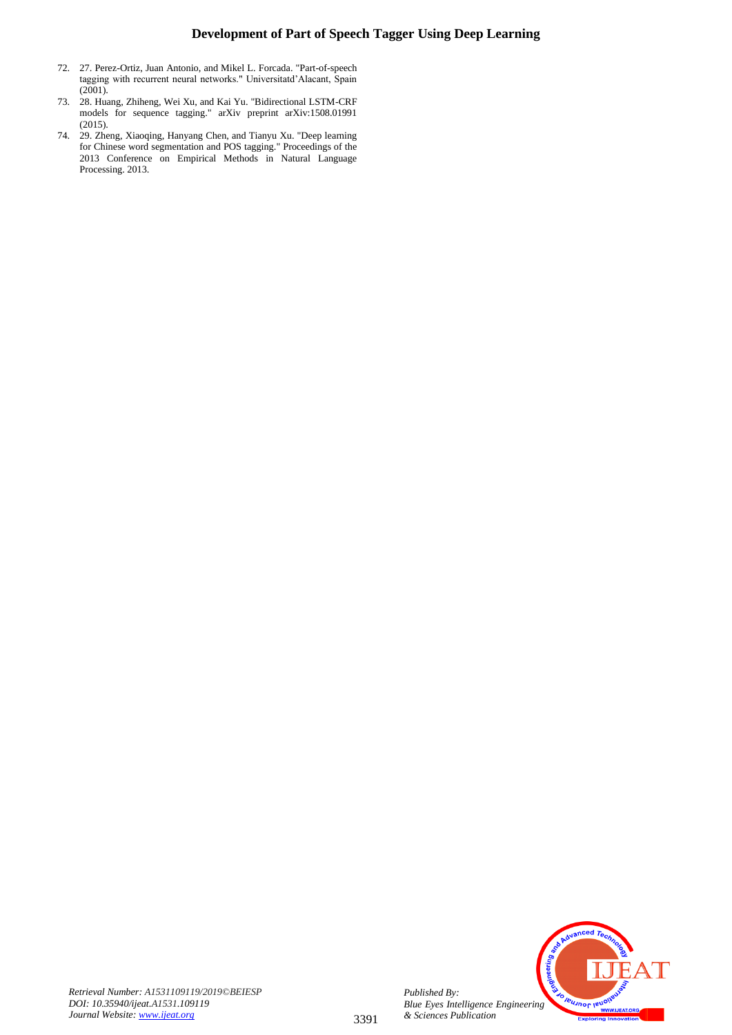72. 27. Perez-Ortiz, Juan Antonio, and Mikel L. Forcada. "Part-of-speech tagging with recurrent neural networks." Universitatd'Alacant, Spain (2001).
73. 28. Huang, Zhiheng, Wei Xu, and Kai Yu. "Bidirectional LSTM-CRF models for sequence tagging." arXiv preprint arXiv:1508.01991 (2015).
74. 29. Zheng, Xiaoqing, Hanyang Chen, and Tianyu Xu. "Deep learning for Chinese word segmentation and POS tagging." Proceedings of the 2013 Conference on Empirical Methods in Natural Language Processing. 2013.